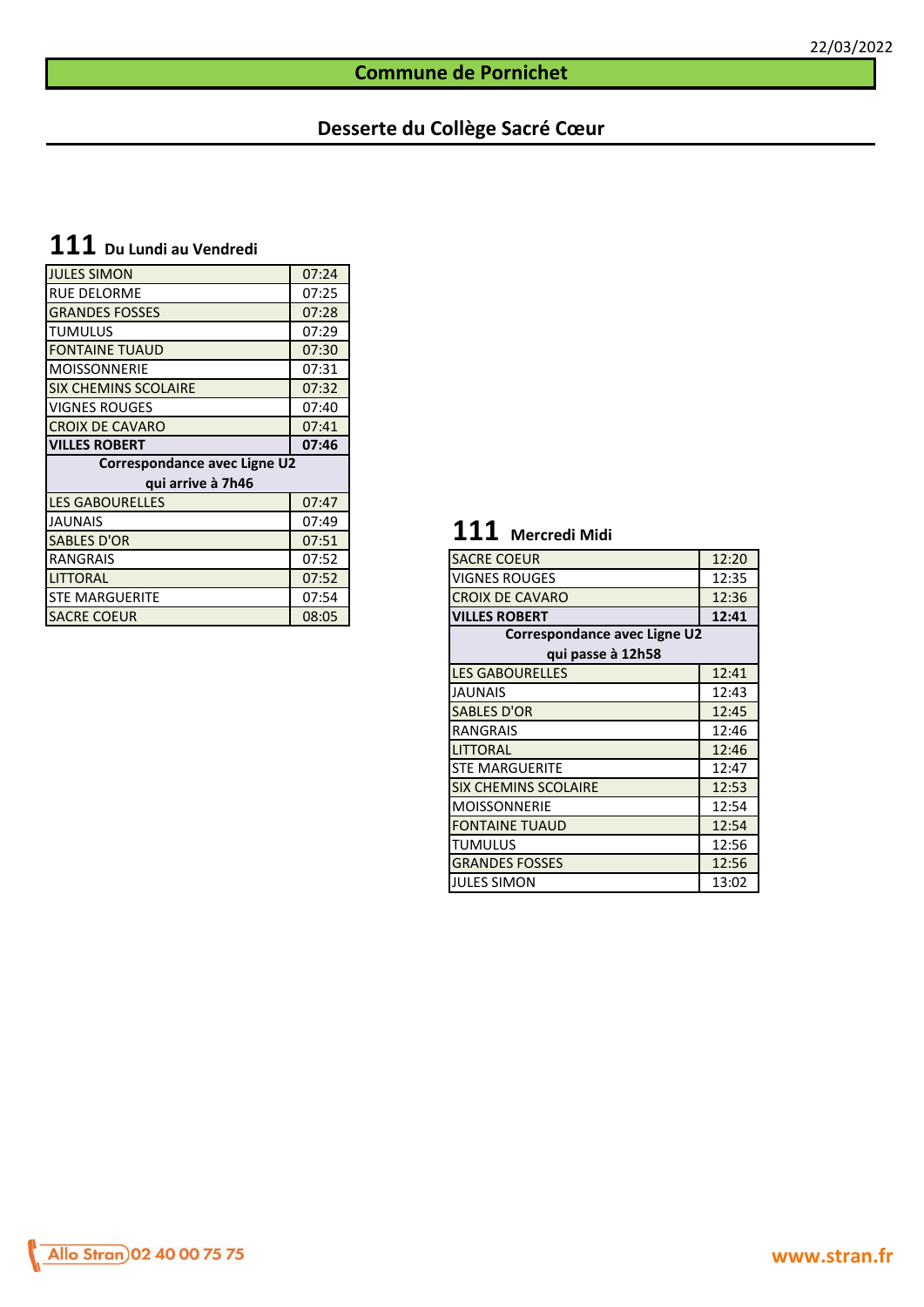22/03/2022

# Commune de Pornichet

## Desserte du Collège Sacré Cœur

### 111 Du Lundi au Vendredi

| Arrêt | Horaire |
|---|---|
| JULES SIMON | 07:24 |
| RUE DELORME | 07:25 |
| GRANDES FOSSES | 07:28 |
| TUMULUS | 07:29 |
| FONTAINE TUAUD | 07:30 |
| MOISSONNERIE | 07:31 |
| SIX CHEMINS SCOLAIRE | 07:32 |
| VIGNES ROUGES | 07:40 |
| CROIX DE CAVARO | 07:41 |
| **VILLES ROBERT** | **07:46** |
| **Correspondance avec Ligne U2 qui arrive à 7h46** | |
| LES GABOURELLES | 07:47 |
| JAUNAIS | 07:49 |
| SABLES D'OR | 07:51 |
| RANGRAIS | 07:52 |
| LITTORAL | 07:52 |
| STE MARGUERITE | 07:54 |
| SACRE COEUR | 08:05 |

### 111 Mercredi Midi

| Arrêt | Horaire |
|---|---|
| SACRE COEUR | 12:20 |
| VIGNES ROUGES | 12:35 |
| CROIX DE CAVARO | 12:36 |
| **VILLES ROBERT** | **12:41** |
| **Correspondance avec Ligne U2 qui passe à 12h58** | |
| LES GABOURELLES | 12:41 |
| JAUNAIS | 12:43 |
| SABLES D'OR | 12:45 |
| RANGRAIS | 12:46 |
| LITTORAL | 12:46 |
| STE MARGUERITE | 12:47 |
| SIX CHEMINS SCOLAIRE | 12:53 |
| MOISSONNERIE | 12:54 |
| FONTAINE TUAUD | 12:54 |
| TUMULUS | 12:56 |
| GRANDES FOSSES | 12:56 |
| JULES SIMON | 13:02 |

Allo Stran 02 40 00 75 75

www.stran.fr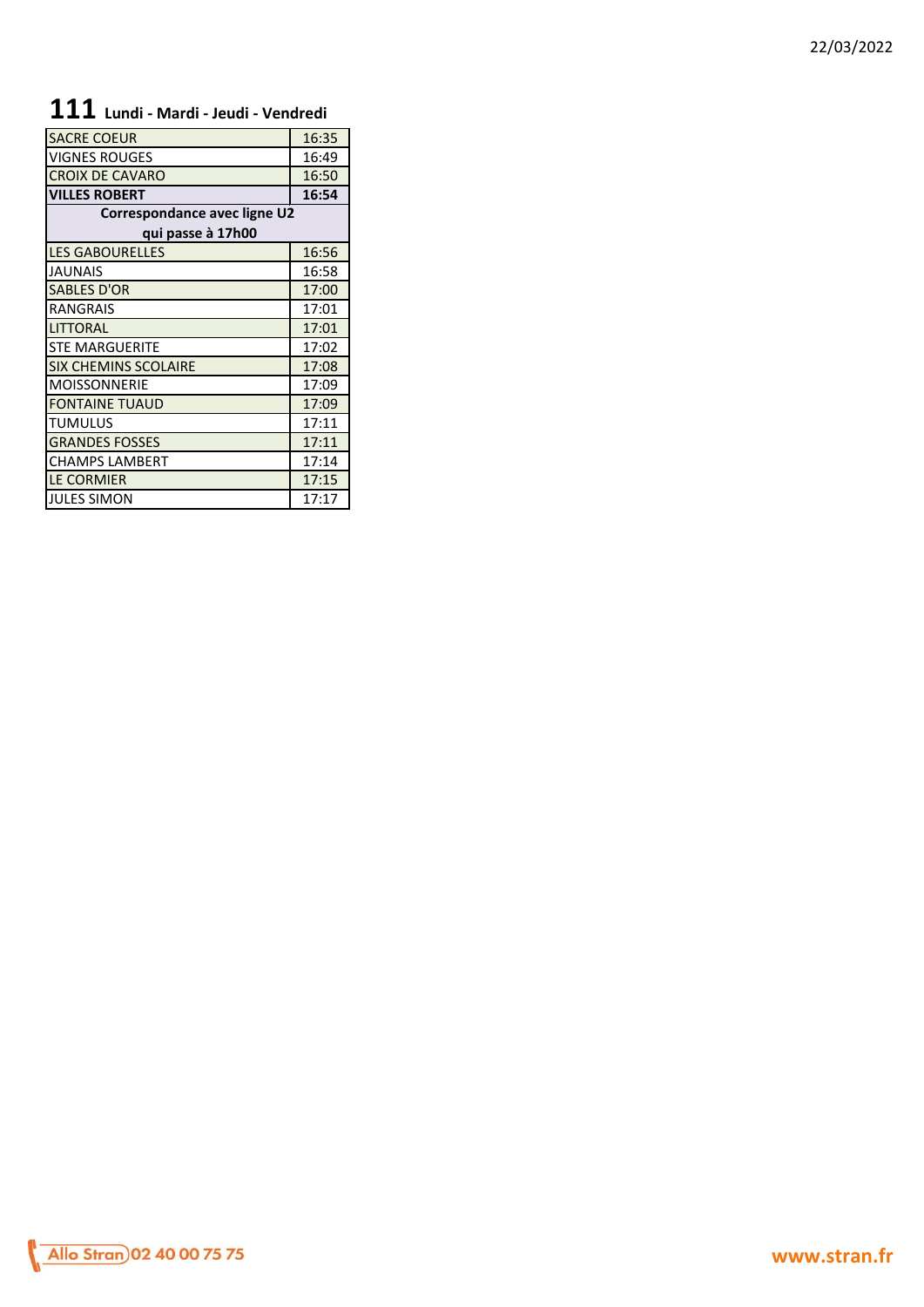22/03/2022

# 111 Lundi - Mardi - Jeudi - Vendredi

| | |
|---|---|
| SACRE COEUR | 16:35 |
| VIGNES ROUGES | 16:49 |
| CROIX DE CAVARO | 16:50 |
| **VILLES ROBERT** | **16:54** |
| **Correspondance avec ligne U2 qui passe à 17h00** | |
| LES GABOURELLES | 16:56 |
| JAUNAIS | 16:58 |
| SABLES D'OR | 17:00 |
| RANGRAIS | 17:01 |
| LITTORAL | 17:01 |
| STE MARGUERITE | 17:02 |
| SIX CHEMINS SCOLAIRE | 17:08 |
| MOISSONNERIE | 17:09 |
| FONTAINE TUAUD | 17:09 |
| TUMULUS | 17:11 |
| GRANDES FOSSES | 17:11 |
| CHAMPS LAMBERT | 17:14 |
| LE CORMIER | 17:15 |
| JULES SIMON | 17:17 |

Allo Stran 02 40 00 75 75

www.stran.fr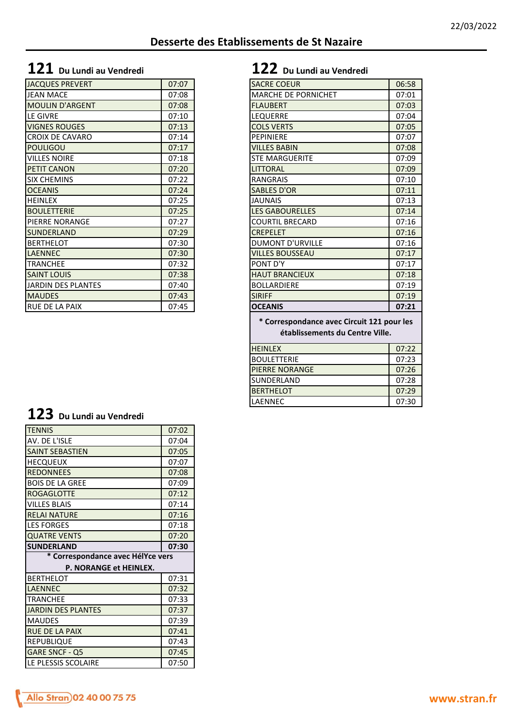22/03/2022

# Desserte des Etablissements de St Nazaire

## 121 Du Lundi au Vendredi

| | |
|---|---|
| JACQUES PREVERT | 07:07 |
| JEAN MACE | 07:08 |
| MOULIN D'ARGENT | 07:08 |
| LE GIVRE | 07:10 |
| VIGNES ROUGES | 07:13 |
| CROIX DE CAVARO | 07:14 |
| POULIGOU | 07:17 |
| VILLES NOIRE | 07:18 |
| PETIT CANON | 07:20 |
| SIX CHEMINS | 07:22 |
| OCEANIS | 07:24 |
| HEINLEX | 07:25 |
| BOULETTERIE | 07:25 |
| PIERRE NORANGE | 07:27 |
| SUNDERLAND | 07:29 |
| BERTHELOT | 07:30 |
| LAENNEC | 07:30 |
| TRANCHEE | 07:32 |
| SAINT LOUIS | 07:38 |
| JARDIN DES PLANTES | 07:40 |
| MAUDES | 07:43 |
| RUE DE LA PAIX | 07:45 |

## 122 Du Lundi au Vendredi

| | |
|---|---|
| SACRE COEUR | 06:58 |
| MARCHE DE PORNICHET | 07:01 |
| FLAUBERT | 07:03 |
| LEQUERRE | 07:04 |
| COLS VERTS | 07:05 |
| PEPINIERE | 07:07 |
| VILLES BABIN | 07:08 |
| STE MARGUERITE | 07:09 |
| LITTORAL | 07:09 |
| RANGRAIS | 07:10 |
| SABLES D'OR | 07:11 |
| JAUNAIS | 07:13 |
| LES GABOURELLES | 07:14 |
| COURTIL BRECARD | 07:16 |
| CREPELET | 07:16 |
| DUMONT D'URVILLE | 07:16 |
| VILLES BOUSSEAU | 07:17 |
| PONT D'Y | 07:17 |
| HAUT BRANCIEUX | 07:18 |
| BOLLARDIERE | 07:19 |
| SIRIFF | 07:19 |
| **OCEANIS** | **07:21** |
| **\* Correspondance avec Circuit 121 pour les établissements du Centre Ville.** | |
| HEINLEX | 07:22 |
| BOULETTERIE | 07:23 |
| PIERRE NORANGE | 07:26 |
| SUNDERLAND | 07:28 |
| BERTHELOT | 07:29 |
| LAENNEC | 07:30 |

## 123 Du Lundi au Vendredi

| | |
|---|---|
| TENNIS | 07:02 |
| AV. DE L'ISLE | 07:04 |
| SAINT SEBASTIEN | 07:05 |
| HECQUEUX | 07:07 |
| REDONNEES | 07:08 |
| BOIS DE LA GREE | 07:09 |
| ROGAGLOTTE | 07:12 |
| VILLES BLAIS | 07:14 |
| RELAI NATURE | 07:16 |
| LES FORGES | 07:18 |
| QUATRE VENTS | 07:20 |
| **SUNDERLAND** | **07:30** |
| **\* Correspondance avec HélYce vers P. NORANGE et HEINLEX.** | |
| BERTHELOT | 07:31 |
| LAENNEC | 07:32 |
| TRANCHEE | 07:33 |
| JARDIN DES PLANTES | 07:37 |
| MAUDES | 07:39 |
| RUE DE LA PAIX | 07:41 |
| REPUBLIQUE | 07:43 |
| GARE SNCF - Q5 | 07:45 |
| LE PLESSIS SCOLAIRE | 07:50 |

Allo Stran 02 40 00 75 75

www.stran.fr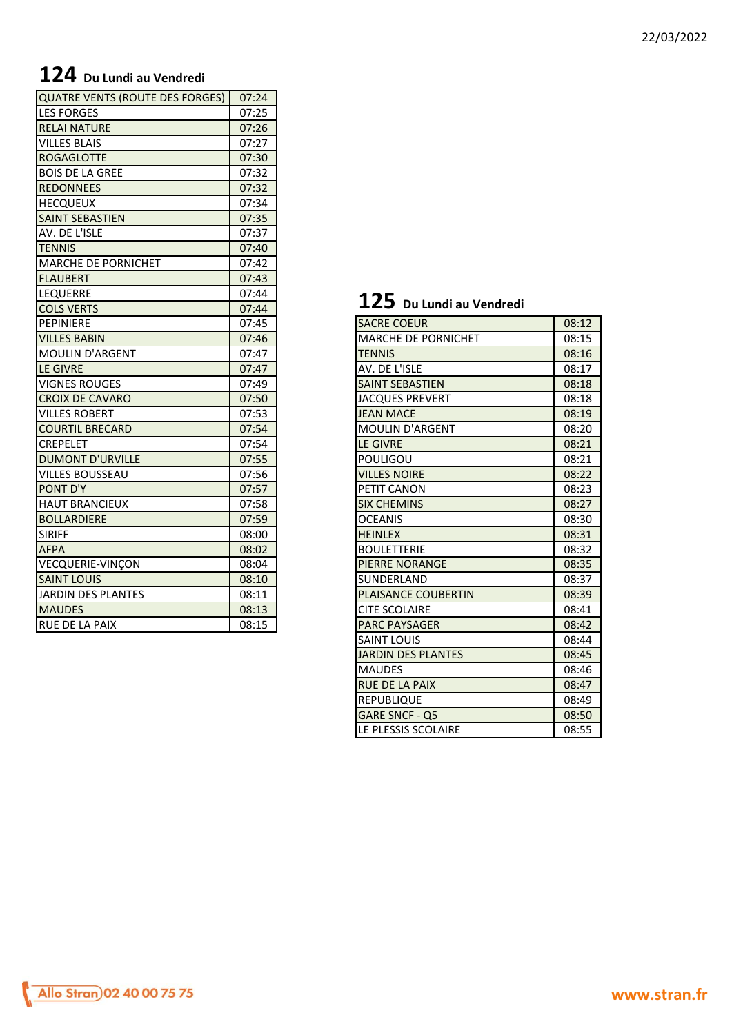## 124 Du Lundi au Vendredi

| QUATRE VENTS (ROUTE DES FORGES) | 07:24 |
|---|---|
| LES FORGES | 07:25 |
| RELAI NATURE | 07:26 |
| VILLES BLAIS | 07:27 |
| ROGAGLOTTE | 07:30 |
| BOIS DE LA GREE | 07:32 |
| REDONNEES | 07:32 |
| HECQUEUX | 07:34 |
| SAINT SEBASTIEN | 07:35 |
| AV. DE L'ISLE | 07:37 |
| TENNIS | 07:40 |
| MARCHE DE PORNICHET | 07:42 |
| FLAUBERT | 07:43 |
| LEQUERRE | 07:44 |
| COLS VERTS | 07:44 |
| PEPINIERE | 07:45 |
| VILLES BABIN | 07:46 |
| MOULIN D'ARGENT | 07:47 |
| LE GIVRE | 07:47 |
| VIGNES ROUGES | 07:49 |
| CROIX DE CAVARO | 07:50 |
| VILLES ROBERT | 07:53 |
| COURTIL BRECARD | 07:54 |
| CREPELET | 07:54 |
| DUMONT D'URVILLE | 07:55 |
| VILLES BOUSSEAU | 07:56 |
| PONT D'Y | 07:57 |
| HAUT BRANCIEUX | 07:58 |
| BOLLARDIERE | 07:59 |
| SIRIFF | 08:00 |
| AFPA | 08:02 |
| VECQUERIE-VINÇON | 08:04 |
| SAINT LOUIS | 08:10 |
| JARDIN DES PLANTES | 08:11 |
| MAUDES | 08:13 |
| RUE DE LA PAIX | 08:15 |

## 125 Du Lundi au Vendredi

| SACRE COEUR | 08:12 |
|---|---|
| MARCHE DE PORNICHET | 08:15 |
| TENNIS | 08:16 |
| AV. DE L'ISLE | 08:17 |
| SAINT SEBASTIEN | 08:18 |
| JACQUES PREVERT | 08:18 |
| JEAN MACE | 08:19 |
| MOULIN D'ARGENT | 08:20 |
| LE GIVRE | 08:21 |
| POULIGOU | 08:21 |
| VILLES NOIRE | 08:22 |
| PETIT CANON | 08:23 |
| SIX CHEMINS | 08:27 |
| OCEANIS | 08:30 |
| HEINLEX | 08:31 |
| BOULETTERIE | 08:32 |
| PIERRE NORANGE | 08:35 |
| SUNDERLAND | 08:37 |
| PLAISANCE COUBERTIN | 08:39 |
| CITE SCOLAIRE | 08:41 |
| PARC PAYSAGER | 08:42 |
| SAINT LOUIS | 08:44 |
| JARDIN DES PLANTES | 08:45 |
| MAUDES | 08:46 |
| RUE DE LA PAIX | 08:47 |
| REPUBLIQUE | 08:49 |
| GARE SNCF - Q5 | 08:50 |
| LE PLESSIS SCOLAIRE | 08:55 |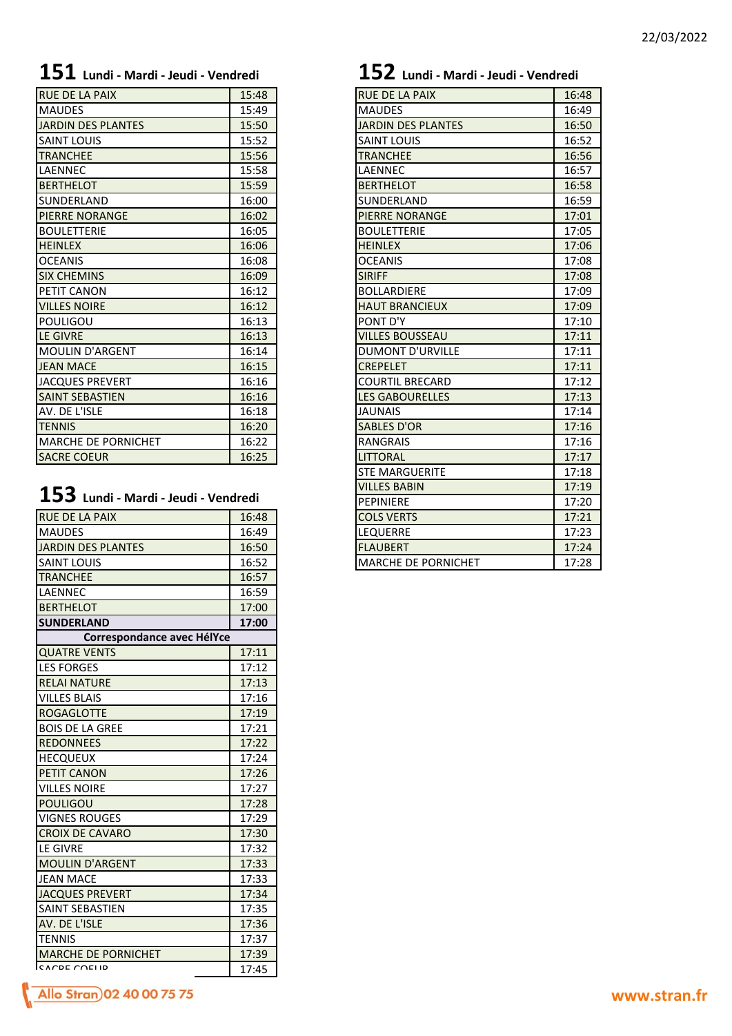22/03/2022

## 151 Lundi - Mardi - Jeudi - Vendredi

| | |
|---|---|
| RUE DE LA PAIX | 15:48 |
| MAUDES | 15:49 |
| JARDIN DES PLANTES | 15:50 |
| SAINT LOUIS | 15:52 |
| TRANCHEE | 15:56 |
| LAENNEC | 15:58 |
| BERTHELOT | 15:59 |
| SUNDERLAND | 16:00 |
| PIERRE NORANGE | 16:02 |
| BOULETTERIE | 16:05 |
| HEINLEX | 16:06 |
| OCEANIS | 16:08 |
| SIX CHEMINS | 16:09 |
| PETIT CANON | 16:12 |
| VILLES NOIRE | 16:12 |
| POULIGOU | 16:13 |
| LE GIVRE | 16:13 |
| MOULIN D'ARGENT | 16:14 |
| JEAN MACE | 16:15 |
| JACQUES PREVERT | 16:16 |
| SAINT SEBASTIEN | 16:16 |
| AV. DE L'ISLE | 16:18 |
| TENNIS | 16:20 |
| MARCHE DE PORNICHET | 16:22 |
| SACRE COEUR | 16:25 |

## 153 Lundi - Mardi - Jeudi - Vendredi

| | |
|---|---|
| RUE DE LA PAIX | 16:48 |
| MAUDES | 16:49 |
| JARDIN DES PLANTES | 16:50 |
| SAINT LOUIS | 16:52 |
| TRANCHEE | 16:57 |
| LAENNEC | 16:59 |
| BERTHELOT | 17:00 |
| **SUNDERLAND** | **17:00** |
| **Correspondance avec HélYce** | |
| QUATRE VENTS | 17:11 |
| LES FORGES | 17:12 |
| RELAI NATURE | 17:13 |
| VILLES BLAIS | 17:16 |
| ROGAGLOTTE | 17:19 |
| BOIS DE LA GREE | 17:21 |
| REDONNEES | 17:22 |
| HECQUEUX | 17:24 |
| PETIT CANON | 17:26 |
| VILLES NOIRE | 17:27 |
| POULIGOU | 17:28 |
| VIGNES ROUGES | 17:29 |
| CROIX DE CAVARO | 17:30 |
| LE GIVRE | 17:32 |
| MOULIN D'ARGENT | 17:33 |
| JEAN MACE | 17:33 |
| JACQUES PREVERT | 17:34 |
| SAINT SEBASTIEN | 17:35 |
| AV. DE L'ISLE | 17:36 |
| TENNIS | 17:37 |
| MARCHE DE PORNICHET | 17:39 |
| SACRE COEUR | 17:45 |

## 152 Lundi - Mardi - Jeudi - Vendredi

| | |
|---|---|
| RUE DE LA PAIX | 16:48 |
| MAUDES | 16:49 |
| JARDIN DES PLANTES | 16:50 |
| SAINT LOUIS | 16:52 |
| TRANCHEE | 16:56 |
| LAENNEC | 16:57 |
| BERTHELOT | 16:58 |
| SUNDERLAND | 16:59 |
| PIERRE NORANGE | 17:01 |
| BOULETTERIE | 17:05 |
| HEINLEX | 17:06 |
| OCEANIS | 17:08 |
| SIRIFF | 17:08 |
| BOLLARDIERE | 17:09 |
| HAUT BRANCIEUX | 17:09 |
| PONT D'Y | 17:10 |
| VILLES BOUSSEAU | 17:11 |
| DUMONT D'URVILLE | 17:11 |
| CREPELET | 17:11 |
| COURTIL BRECARD | 17:12 |
| LES GABOURELLES | 17:13 |
| JAUNAIS | 17:14 |
| SABLES D'OR | 17:16 |
| RANGRAIS | 17:16 |
| LITTORAL | 17:17 |
| STE MARGUERITE | 17:18 |
| VILLES BABIN | 17:19 |
| PEPINIERE | 17:20 |
| COLS VERTS | 17:21 |
| LEQUERRE | 17:23 |
| FLAUBERT | 17:24 |
| MARCHE DE PORNICHET | 17:28 |

Allo Stran 02 40 00 75 75

www.stran.fr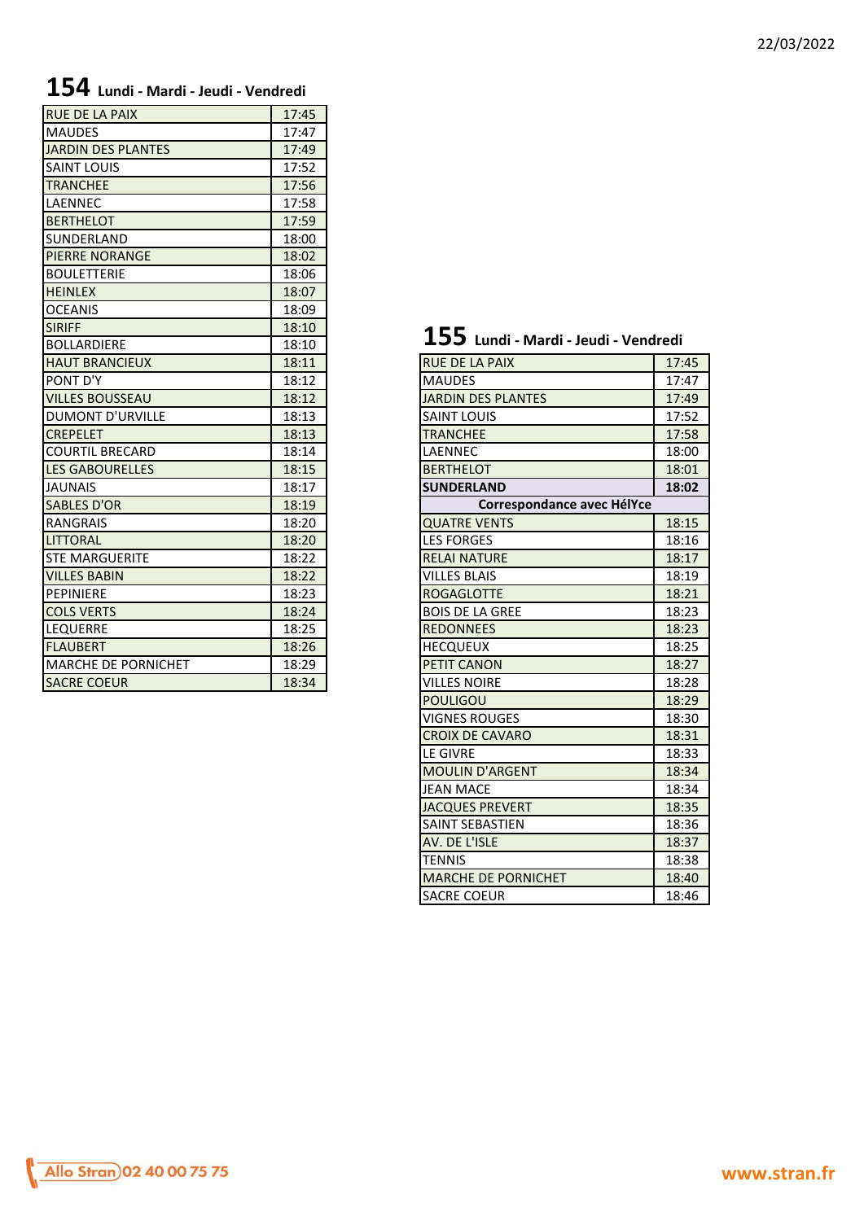22/03/2022

## 154 Lundi - Mardi - Jeudi - Vendredi

| | |
|---|---|
| RUE DE LA PAIX | 17:45 |
| MAUDES | 17:47 |
| JARDIN DES PLANTES | 17:49 |
| SAINT LOUIS | 17:52 |
| TRANCHEE | 17:56 |
| LAENNEC | 17:58 |
| BERTHELOT | 17:59 |
| SUNDERLAND | 18:00 |
| PIERRE NORANGE | 18:02 |
| BOULETTERIE | 18:06 |
| HEINLEX | 18:07 |
| OCEANIS | 18:09 |
| SIRIFF | 18:10 |
| BOLLARDIERE | 18:10 |
| HAUT BRANCIEUX | 18:11 |
| PONT D'Y | 18:12 |
| VILLES BOUSSEAU | 18:12 |
| DUMONT D'URVILLE | 18:13 |
| CREPELET | 18:13 |
| COURTIL BRECARD | 18:14 |
| LES GABOURELLES | 18:15 |
| JAUNAIS | 18:17 |
| SABLES D'OR | 18:19 |
| RANGRAIS | 18:20 |
| LITTORAL | 18:20 |
| STE MARGUERITE | 18:22 |
| VILLES BABIN | 18:22 |
| PEPINIERE | 18:23 |
| COLS VERTS | 18:24 |
| LEQUERRE | 18:25 |
| FLAUBERT | 18:26 |
| MARCHE DE PORNICHET | 18:29 |
| SACRE COEUR | 18:34 |

## 155 Lundi - Mardi - Jeudi - Vendredi

| | |
|---|---|
| RUE DE LA PAIX | 17:45 |
| MAUDES | 17:47 |
| JARDIN DES PLANTES | 17:49 |
| SAINT LOUIS | 17:52 |
| TRANCHEE | 17:58 |
| LAENNEC | 18:00 |
| BERTHELOT | 18:01 |
| **SUNDERLAND** | **18:02** |
| **Correspondance avec HélYce** | |
| QUATRE VENTS | 18:15 |
| LES FORGES | 18:16 |
| RELAI NATURE | 18:17 |
| VILLES BLAIS | 18:19 |
| ROGAGLOTTE | 18:21 |
| BOIS DE LA GREE | 18:23 |
| REDONNEES | 18:23 |
| HECQUEUX | 18:25 |
| PETIT CANON | 18:27 |
| VILLES NOIRE | 18:28 |
| POULIGOU | 18:29 |
| VIGNES ROUGES | 18:30 |
| CROIX DE CAVARO | 18:31 |
| LE GIVRE | 18:33 |
| MOULIN D'ARGENT | 18:34 |
| JEAN MACE | 18:34 |
| JACQUES PREVERT | 18:35 |
| SAINT SEBASTIEN | 18:36 |
| AV. DE L'ISLE | 18:37 |
| TENNIS | 18:38 |
| MARCHE DE PORNICHET | 18:40 |
| SACRE COEUR | 18:46 |

Allo Stran 02 40 00 75 75

www.stran.fr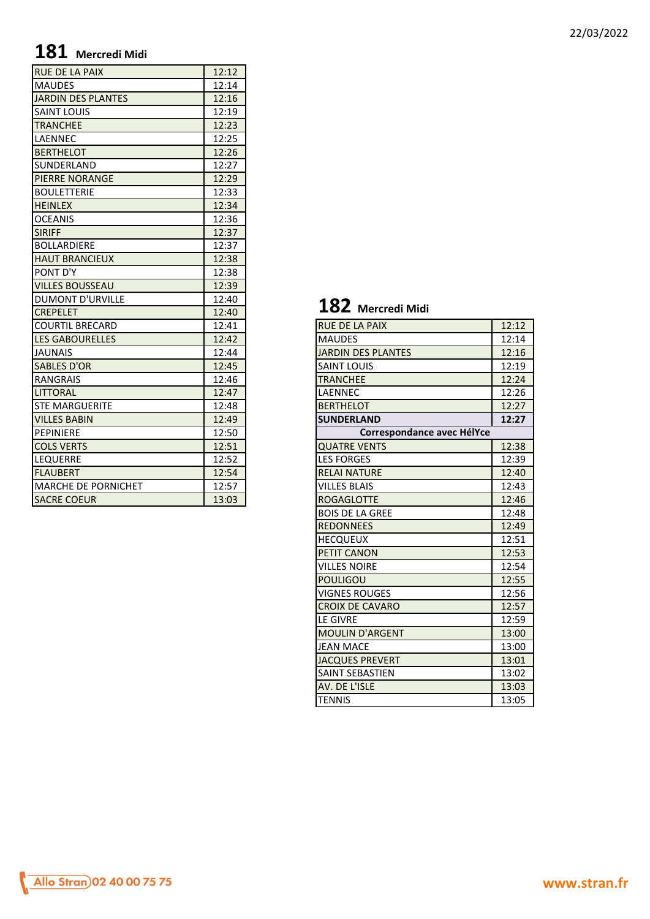## 181 Mercredi Midi

| | |
|---|---|
| RUE DE LA PAIX | 12:12 |
| MAUDES | 12:14 |
| JARDIN DES PLANTES | 12:16 |
| SAINT LOUIS | 12:19 |
| TRANCHEE | 12:23 |
| LAENNEC | 12:25 |
| BERTHELOT | 12:26 |
| SUNDERLAND | 12:27 |
| PIERRE NORANGE | 12:29 |
| BOULETTERIE | 12:33 |
| HEINLEX | 12:34 |
| OCEANIS | 12:36 |
| SIRIFF | 12:37 |
| BOLLARDIERE | 12:37 |
| HAUT BRANCIEUX | 12:38 |
| PONT D'Y | 12:38 |
| VILLES BOUSSEAU | 12:39 |
| DUMONT D'URVILLE | 12:40 |
| CREPELET | 12:40 |
| COURTIL BRECARD | 12:41 |
| LES GABOURELLES | 12:42 |
| JAUNAIS | 12:44 |
| SABLES D'OR | 12:45 |
| RANGRAIS | 12:46 |
| LITTORAL | 12:47 |
| STE MARGUERITE | 12:48 |
| VILLES BABIN | 12:49 |
| PEPINIERE | 12:50 |
| COLS VERTS | 12:51 |
| LEQUERRE | 12:52 |
| FLAUBERT | 12:54 |
| MARCHE DE PORNICHET | 12:57 |
| SACRE COEUR | 13:03 |

## 182 Mercredi Midi

| | |
|---|---|
| RUE DE LA PAIX | 12:12 |
| MAUDES | 12:14 |
| JARDIN DES PLANTES | 12:16 |
| SAINT LOUIS | 12:19 |
| TRANCHEE | 12:24 |
| LAENNEC | 12:26 |
| BERTHELOT | 12:27 |
| **SUNDERLAND** | **12:27** |
| **Correspondance avec HélYce** | |
| QUATRE VENTS | 12:38 |
| LES FORGES | 12:39 |
| RELAI NATURE | 12:40 |
| VILLES BLAIS | 12:43 |
| ROGAGLOTTE | 12:46 |
| BOIS DE LA GREE | 12:48 |
| REDONNEES | 12:49 |
| HECQUEUX | 12:51 |
| PETIT CANON | 12:53 |
| VILLES NOIRE | 12:54 |
| POULIGOU | 12:55 |
| VIGNES ROUGES | 12:56 |
| CROIX DE CAVARO | 12:57 |
| LE GIVRE | 12:59 |
| MOULIN D'ARGENT | 13:00 |
| JEAN MACE | 13:00 |
| JACQUES PREVERT | 13:01 |
| SAINT SEBASTIEN | 13:02 |
| AV. DE L'ISLE | 13:03 |
| TENNIS | 13:05 |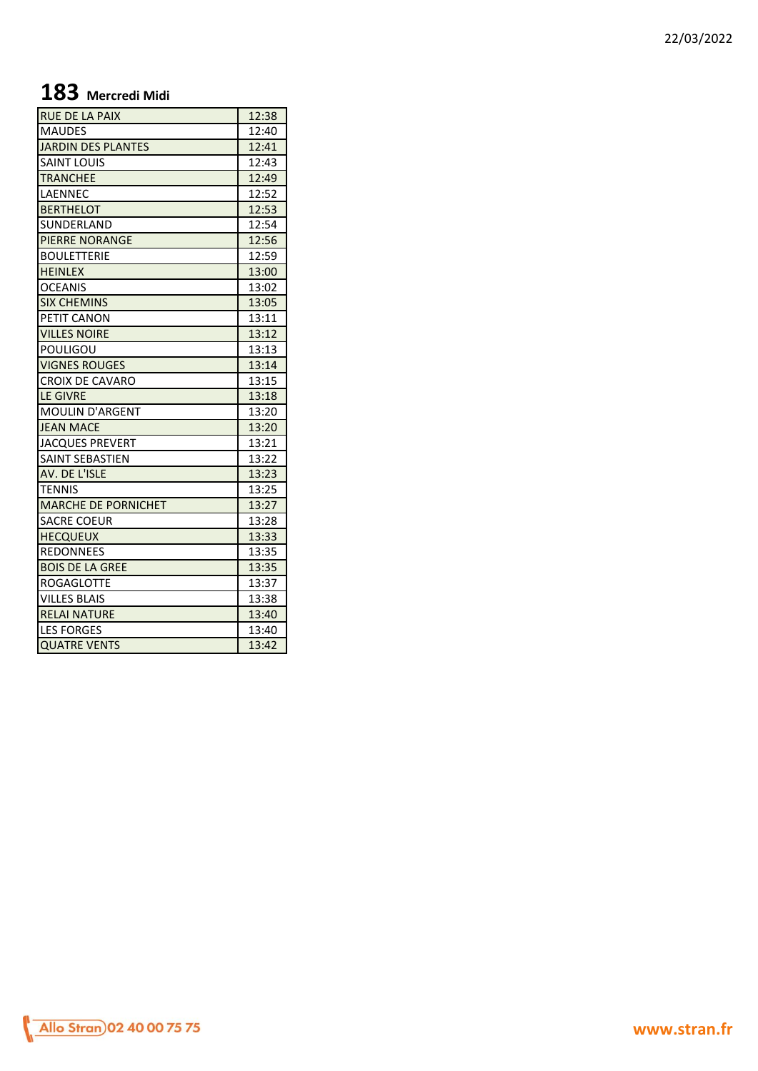# 183 Mercredi Midi

| | |
|---|---|
| RUE DE LA PAIX | 12:38 |
| MAUDES | 12:40 |
| JARDIN DES PLANTES | 12:41 |
| SAINT LOUIS | 12:43 |
| TRANCHEE | 12:49 |
| LAENNEC | 12:52 |
| BERTHELOT | 12:53 |
| SUNDERLAND | 12:54 |
| PIERRE NORANGE | 12:56 |
| BOULETTERIE | 12:59 |
| HEINLEX | 13:00 |
| OCEANIS | 13:02 |
| SIX CHEMINS | 13:05 |
| PETIT CANON | 13:11 |
| VILLES NOIRE | 13:12 |
| POULIGOU | 13:13 |
| VIGNES ROUGES | 13:14 |
| CROIX DE CAVARO | 13:15 |
| LE GIVRE | 13:18 |
| MOULIN D'ARGENT | 13:20 |
| JEAN MACE | 13:20 |
| JACQUES PREVERT | 13:21 |
| SAINT SEBASTIEN | 13:22 |
| AV. DE L'ISLE | 13:23 |
| TENNIS | 13:25 |
| MARCHE DE PORNICHET | 13:27 |
| SACRE COEUR | 13:28 |
| HECQUEUX | 13:33 |
| REDONNEES | 13:35 |
| BOIS DE LA GREE | 13:35 |
| ROGAGLOTTE | 13:37 |
| VILLES BLAIS | 13:38 |
| RELAI NATURE | 13:40 |
| LES FORGES | 13:40 |
| QUATRE VENTS | 13:42 |